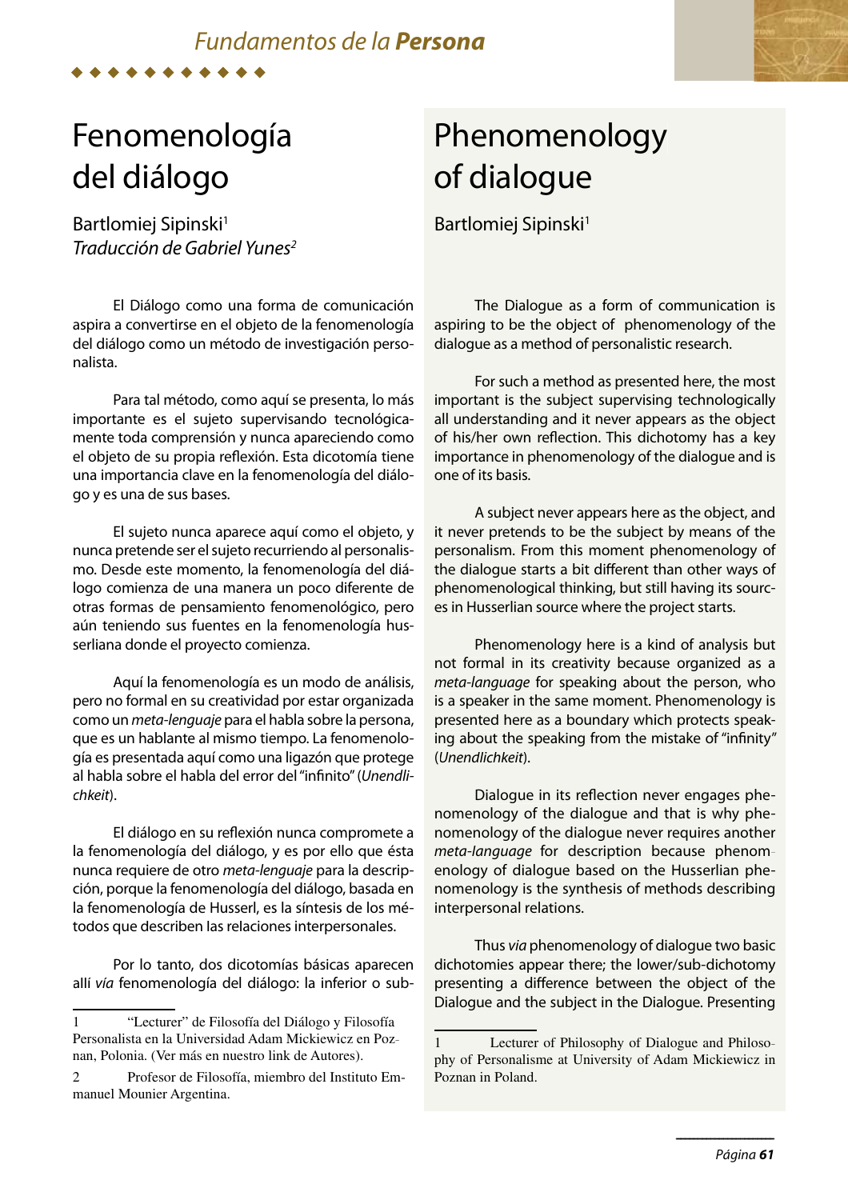# Fenomenología del diálogo

Bartlomiej Sipinski[1]

*Traducción de Gabriel Yunes[2]*

El Diálogo como una forma de comunicación aspira a convertirse en el objeto de la fenomenología del diálogo como un método de investigación personalista.

Para tal método, como aquí se presenta, lo más importante es el sujeto supervisando tecnológicamente toda comprensión y nunca apareciendo como el objeto de su propia reflexión. Esta dicotomía tiene una importancia clave en la fenomenología del diálogo y es una de sus bases.

El sujeto nunca aparece aquí como el objeto, y nunca pretende ser el sujeto recurriendo al personalismo. Desde este momento, la fenomenología del diálogo comienza de una manera un poco diferente de otras formas de pensamiento fenomenológico, pero aún teniendo sus fuentes en la fenomenología husserliana donde el proyecto comienza.

Aquí la fenomenología es un modo de análisis, pero no formal en su creatividad por estar organizada como un *meta-lenguaje* para el habla sobre la persona, que es un hablante al mismo tiempo. La fenomenología es presentada aquí como una ligazón que protege al habla sobre el habla del error del "infinito" (*Unendlichkeit*).

El diálogo en su reflexión nunca compromete a la fenomenología del diálogo, y es por ello que ésta nunca requiere de otro *meta-lenguaje* para la descripción, porque la fenomenología del diálogo, basada en la fenomenología de Husserl, es la síntesis de los métodos que describen las relaciones interpersonales.

Por lo tanto, dos dicotomías básicas aparecen allí *vía* fenomenología del diálogo: la inferior o sub-

1 "Lecturer" de Filosofía del Diálogo y Filosofía Personalista en la Universidad Adam Mickiewicz en Poznan, Polonia. (Ver más en nuestro link de Autores).

2 Profesor de Filosofía, miembro del Instituto Emmanuel Mounier Argentina.

# Phenomenology of dialogue

Bartlomiej Sipinski[1]

The Dialogue as a form of communication is aspiring to be the object of phenomenology of the dialogue as a method of personalistic research.

For such a method as presented here, the most important is the subject supervising technologically all understanding and it never appears as the object of his/her own reflection. This dichotomy has a key importance in phenomenology of the dialogue and is one of its basis.

A subject never appears here as the object, and it never pretends to be the subject by means of the personalism. From this moment phenomenology of the dialogue starts a bit different than other ways of phenomenological thinking, but still having its sources in Husserlian source where the project starts.

Phenomenology here is a kind of analysis but not formal in its creativity because organized as a *meta-language* for speaking about the person, who is a speaker in the same moment. Phenomenology is presented here as a boundary which protects speaking about the speaking from the mistake of "infinity" (*Unendlichkeit*).

Dialogue in its reflection never engages phenomenology of the dialogue and that is why phenomenology of the dialogue never requires another *meta-language* for description because phenomenology of dialogue based on the Husserlian phenomenology is the synthesis of methods describing interpersonal relations.

Thus *via* phenomenology of dialogue two basic dichotomies appear there; the lower/sub-dichotomy presenting a difference between the object of the Dialogue and the subject in the Dialogue. Presenting

1 Lecturer of Philosophy of Dialogue and Philosophy of Personalisme at University of Adam Mickiewicz in Poznan in Poland.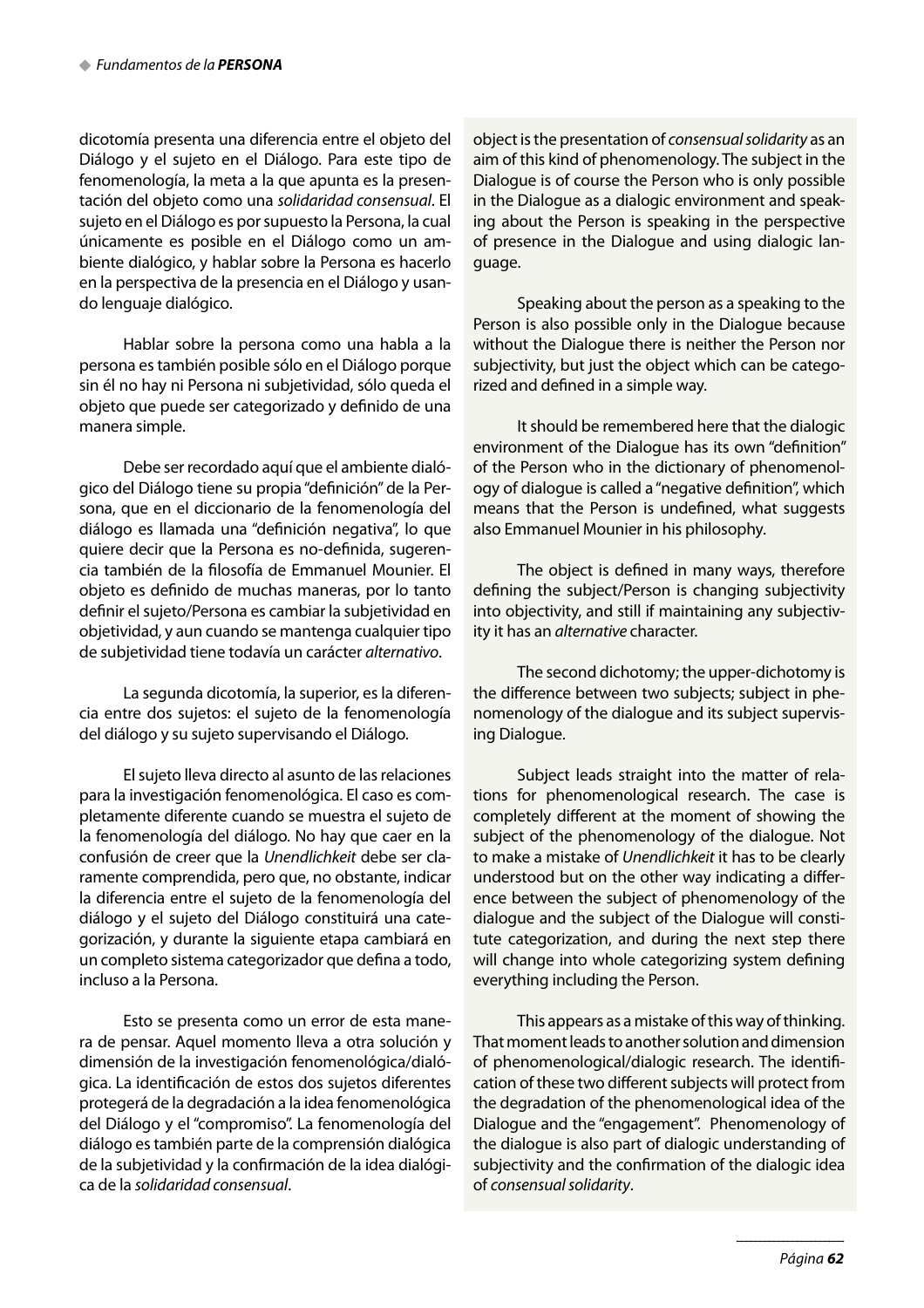dicotomía presenta una diferencia entre el objeto del Diálogo y el sujeto en el Diálogo. Para este tipo de fenomenología, la meta a la que apunta es la presentación del objeto como una *solidaridad consensual*. El sujeto en el Diálogo es por supuesto la Persona, la cual únicamente es posible en el Diálogo como un ambiente dialógico, y hablar sobre la Persona es hacerlo en la perspectiva de la presencia en el Diálogo y usando lenguaje dialógico.

Hablar sobre la persona como una habla a la persona es también posible sólo en el Diálogo porque sin él no hay ni Persona ni subjetividad, sólo queda el objeto que puede ser categorizado y definido de una manera simple.

Debe ser recordado aquí que el ambiente dialógico del Diálogo tiene su propia "definición" de la Persona, que en el diccionario de la fenomenología del diálogo es llamada una "definición negativa", lo que quiere decir que la Persona es no-definida, sugerencia también de la filosofía de Emmanuel Mounier. El objeto es definido de muchas maneras, por lo tanto definir el sujeto/Persona es cambiar la subjetividad en objetividad, y aun cuando se mantenga cualquier tipo de subjetividad tiene todavía un carácter *alternativo*.

La segunda dicotomía, la superior, es la diferencia entre dos sujetos: el sujeto de la fenomenología del diálogo y su sujeto supervisando el Diálogo.

El sujeto lleva directo al asunto de las relaciones para la investigación fenomenológica. El caso es completamente diferente cuando se muestra el sujeto de la fenomenología del diálogo. No hay que caer en la confusión de creer que la *Unendlichkeit* debe ser claramente comprendida, pero que, no obstante, indicar la diferencia entre el sujeto de la fenomenología del diálogo y el sujeto del Diálogo constituirá una categorización, y durante la siguiente etapa cambiará en un completo sistema categorizador que defina a todo, incluso a la Persona.

Esto se presenta como un error de esta manera de pensar. Aquel momento lleva a otra solución y dimensión de la investigación fenomenológica/dialógica. La identificación de estos dos sujetos diferentes protegerá de la degradación a la idea fenomenológica del Diálogo y el "compromiso". La fenomenología del diálogo es también parte de la comprensión dialógica de la subjetividad y la confirmación de la idea dialógica de la *solidaridad consensual*.

object is the presentation of *consensual solidarity* as an aim of this kind of phenomenology. The subject in the Dialogue is of course the Person who is only possible in the Dialogue as a dialogic environment and speaking about the Person is speaking in the perspective of presence in the Dialogue and using dialogic language.

Speaking about the person as a speaking to the Person is also possible only in the Dialogue because without the Dialogue there is neither the Person nor subjectivity, but just the object which can be categorized and defined in a simple way.

It should be remembered here that the dialogic environment of the Dialogue has its own "definition" of the Person who in the dictionary of phenomenology of dialogue is called a "negative definition", which means that the Person is undefined, what suggests also Emmanuel Mounier in his philosophy.

The object is defined in many ways, therefore defining the subject/Person is changing subjectivity into objectivity, and still if maintaining any subjectivity it has an *alternative* character.

The second dichotomy; the upper-dichotomy is the difference between two subjects; subject in phenomenology of the dialogue and its subject supervising Dialogue.

Subject leads straight into the matter of relations for phenomenological research. The case is completely different at the moment of showing the subject of the phenomenology of the dialogue. Not to make a mistake of *Unendlichkeit* it has to be clearly understood but on the other way indicating a difference between the subject of phenomenology of the dialogue and the subject of the Dialogue will constitute categorization, and during the next step there will change into whole categorizing system defining everything including the Person.

This appears as a mistake of this way of thinking. That moment leads to another solution and dimension of phenomenological/dialogic research. The identification of these two different subjects will protect from the degradation of the phenomenological idea of the Dialogue and the "engagement". Phenomenology of the dialogue is also part of dialogic understanding of subjectivity and the confirmation of the dialogic idea of *consensual solidarity*.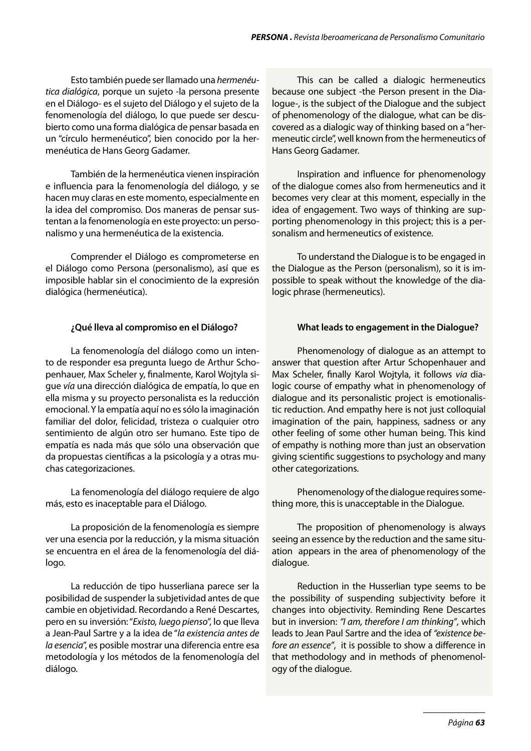Esto también puede ser llamado una *hermenéutica dialógica*, porque un sujeto -la persona presente en el Diálogo- es el sujeto del Diálogo y el sujeto de la fenomenología del diálogo, lo que puede ser descubierto como una forma dialógica de pensar basada en un "círculo hermenéutico", bien conocido por la hermenéutica de Hans Georg Gadamer.

También de la hermenéutica vienen inspiración e influencia para la fenomenología del diálogo, y se hacen muy claras en este momento, especialmente en la idea del compromiso. Dos maneras de pensar sustentan a la fenomenología en este proyecto: un personalismo y una hermenéutica de la existencia.

Comprender el Diálogo es comprometerse en el Diálogo como Persona (personalismo), así que es imposible hablar sin el conocimiento de la expresión dialógica (hermenéutica).

**¿Qué lleva al compromiso en el Diálogo?**

La fenomenología del diálogo como un intento de responder esa pregunta luego de Arthur Schopenhauer, Max Scheler y, finalmente, Karol Wojtyla sigue *vía* una dirección dialógica de empatía, lo que en ella misma y su proyecto personalista es la reducción emocional. Y la empatía aquí no es sólo la imaginación familiar del dolor, felicidad, tristeza o cualquier otro sentimiento de algún otro ser humano. Este tipo de empatía es nada más que sólo una observación que da propuestas científicas a la psicología y a otras muchas categorizaciones.

La fenomenología del diálogo requiere de algo más, esto es inaceptable para el Diálogo.

La proposición de la fenomenología es siempre ver una esencia por la reducción, y la misma situación se encuentra en el área de la fenomenología del diálogo.

La reducción de tipo husserliana parece ser la posibilidad de suspender la subjetividad antes de que cambie en objetividad. Recordando a René Descartes, pero en su inversión: "*Existo, luego pienso*", lo que lleva a Jean-Paul Sartre y a la idea de "*la existencia antes de la esencia*", es posible mostrar una diferencia entre esa metodología y los métodos de la fenomenología del diálogo.

This can be called a dialogic hermeneutics because one subject -the Person present in the Dialogue-, is the subject of the Dialogue and the subject of phenomenology of the dialogue, what can be discovered as a dialogic way of thinking based on a "hermeneutic circle", well known from the hermeneutics of Hans Georg Gadamer.

Inspiration and influence for phenomenology of the dialogue comes also from hermeneutics and it becomes very clear at this moment, especially in the idea of engagement. Two ways of thinking are supporting phenomenology in this project; this is a personalism and hermeneutics of existence.

To understand the Dialogue is to be engaged in the Dialogue as the Person (personalism), so it is impossible to speak without the knowledge of the dialogic phrase (hermeneutics).

**What leads to engagement in the Dialogue?**

Phenomenology of dialogue as an attempt to answer that question after Artur Schopenhauer and Max Scheler, finally Karol Wojtyla, it follows *via* dialogic course of empathy what in phenomenology of dialogue and its personalistic project is emotionalistic reduction. And empathy here is not just colloquial imagination of the pain, happiness, sadness or any other feeling of some other human being. This kind of empathy is nothing more than just an observation giving scientific suggestions to psychology and many other categorizations.

Phenomenology of the dialogue requires something more, this is unacceptable in the Dialogue.

The proposition of phenomenology is always seeing an essence by the reduction and the same situation appears in the area of phenomenology of the dialogue.

Reduction in the Husserlian type seems to be the possibility of suspending subjectivity before it changes into objectivity. Reminding Rene Descartes but in inversion: *"I am, therefore I am thinking"*, which leads to Jean Paul Sartre and the idea of *"existence before an essence"*, it is possible to show a difference in that methodology and in methods of phenomenology of the dialogue.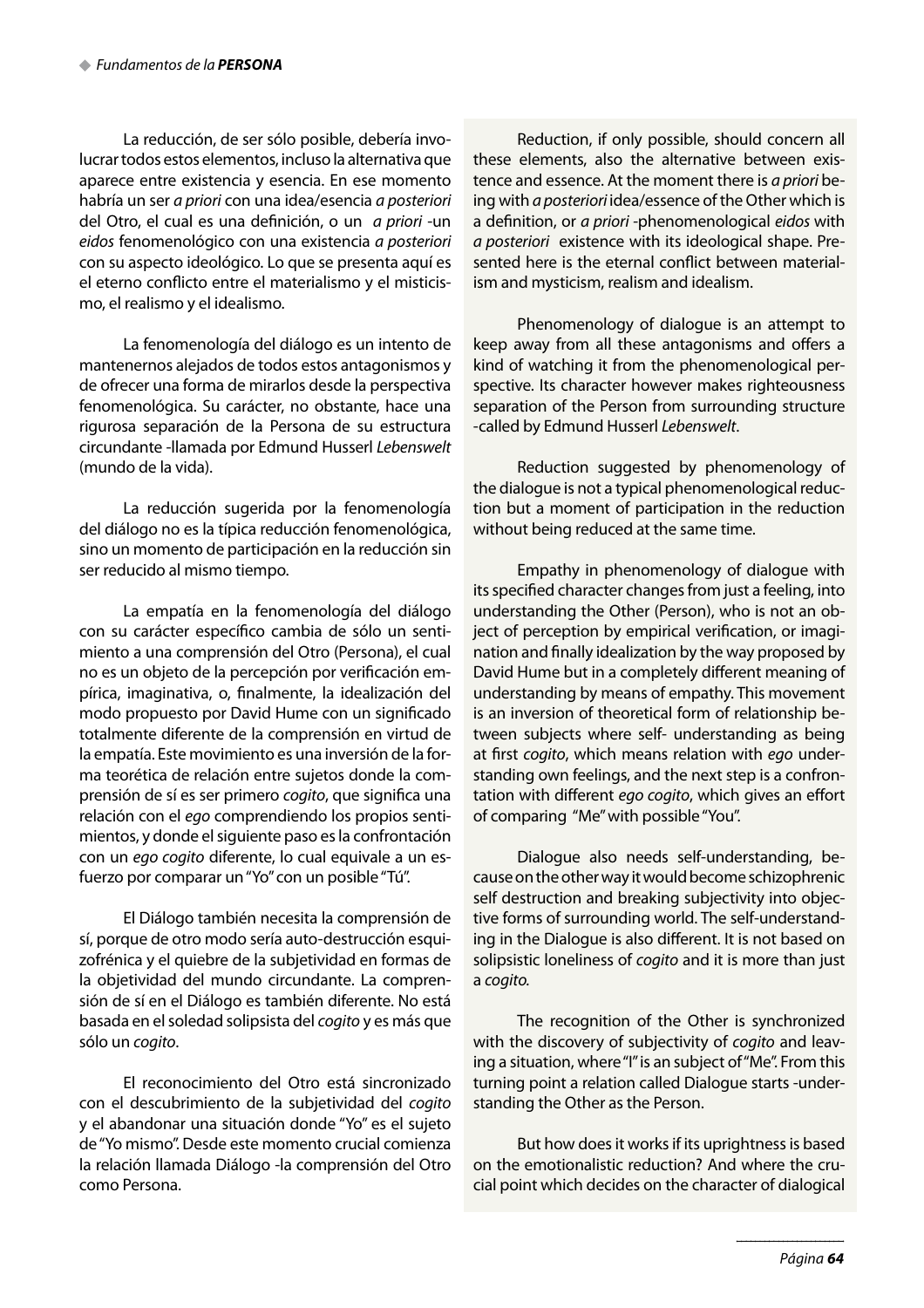La reducción, de ser sólo posible, debería involucrar todos estos elementos, incluso la alternativa que aparece entre existencia y esencia. En ese momento habría un ser *a priori* con una idea/esencia *a posteriori* del Otro, el cual es una definición, o un *a priori* -un *eidos* fenomenológico con una existencia *a posteriori* con su aspecto ideológico. Lo que se presenta aquí es el eterno conflicto entre el materialismo y el misticismo, el realismo y el idealismo.

La fenomenología del diálogo es un intento de mantenernos alejados de todos estos antagonismos y de ofrecer una forma de mirarlos desde la perspectiva fenomenológica. Su carácter, no obstante, hace una rigurosa separación de la Persona de su estructura circundante -llamada por Edmund Husserl *Lebenswelt* (mundo de la vida).

La reducción sugerida por la fenomenología del diálogo no es la típica reducción fenomenológica, sino un momento de participación en la reducción sin ser reducido al mismo tiempo.

La empatía en la fenomenología del diálogo con su carácter específico cambia de sólo un sentimiento a una comprensión del Otro (Persona), el cual no es un objeto de la percepción por verificación empírica, imaginativa, o, finalmente, la idealización del modo propuesto por David Hume con un significado totalmente diferente de la comprensión en virtud de la empatía. Este movimiento es una inversión de la forma teorética de relación entre sujetos donde la comprensión de sí es ser primero *cogito*, que significa una relación con el *ego* comprendiendo los propios sentimientos, y donde el siguiente paso es la confrontación con un *ego cogito* diferente, lo cual equivale a un esfuerzo por comparar un "Yo" con un posible "Tú".

El Diálogo también necesita la comprensión de sí, porque de otro modo sería auto-destrucción esquizofrénica y el quiebre de la subjetividad en formas de la objetividad del mundo circundante. La comprensión de sí en el Diálogo es también diferente. No está basada en el soledad solipsista del *cogito* y es más que sólo un *cogito*.

El reconocimiento del Otro está sincronizado con el descubrimiento de la subjetividad del *cogito* y el abandonar una situación donde "Yo" es el sujeto de "Yo mismo". Desde este momento crucial comienza la relación llamada Diálogo -la comprensión del Otro como Persona.

Reduction, if only possible, should concern all these elements, also the alternative between existence and essence. At the moment there is *a priori* being with *a posteriori* idea/essence of the Other which is a definition, or *a priori* -phenomenological *eidos* with *a posteriori* existence with its ideological shape. Presented here is the eternal conflict between materialism and mysticism, realism and idealism.

Phenomenology of dialogue is an attempt to keep away from all these antagonisms and offers a kind of watching it from the phenomenological perspective. Its character however makes righteousness separation of the Person from surrounding structure -called by Edmund Husserl *Lebenswelt*.

Reduction suggested by phenomenology of the dialogue is not a typical phenomenological reduction but a moment of participation in the reduction without being reduced at the same time.

Empathy in phenomenology of dialogue with its specified character changes from just a feeling, into understanding the Other (Person), who is not an object of perception by empirical verification, or imagination and finally idealization by the way proposed by David Hume but in a completely different meaning of understanding by means of empathy. This movement is an inversion of theoretical form of relationship between subjects where self- understanding as being at first *cogito*, which means relation with *ego* understanding own feelings, and the next step is a confrontation with different *ego cogito*, which gives an effort of comparing "Me" with possible "You".

Dialogue also needs self-understanding, because on the other way it would become schizophrenic self destruction and breaking subjectivity into objective forms of surrounding world. The self-understanding in the Dialogue is also different. It is not based on solipsistic loneliness of *cogito* and it is more than just a *cogito.*

The recognition of the Other is synchronized with the discovery of subjectivity of *cogito* and leaving a situation, where "I" is an subject of "Me". From this turning point a relation called Dialogue starts -understanding the Other as the Person.

But how does it works if its uprightness is based on the emotionalistic reduction? And where the crucial point which decides on the character of dialogical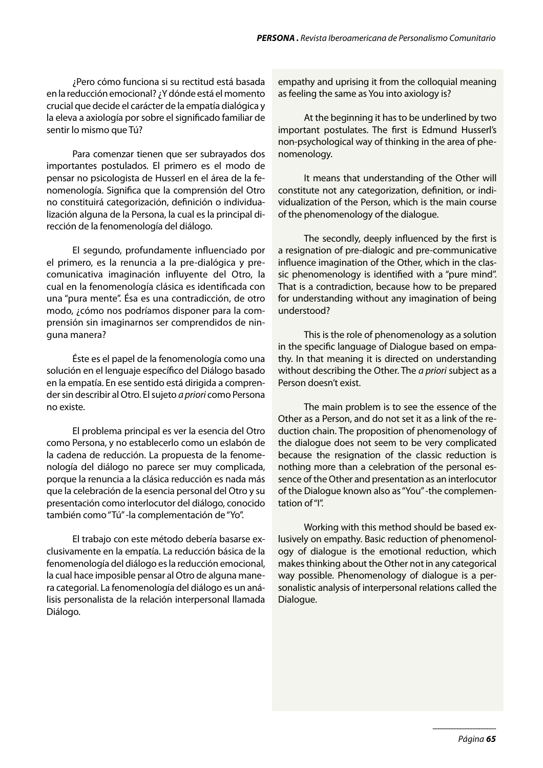¿Pero cómo funciona si su rectitud está basada en la reducción emocional? ¿Y dónde está el momento crucial que decide el carácter de la empatía dialógica y la eleva a axiología por sobre el significado familiar de sentir lo mismo que Tú?

Para comenzar tienen que ser subrayados dos importantes postulados. El primero es el modo de pensar no psicologista de Husserl en el área de la fenomenología. Significa que la comprensión del Otro no constituirá categorización, definición o individualización alguna de la Persona, la cual es la principal dirección de la fenomenología del diálogo.

El segundo, profundamente influenciado por el primero, es la renuncia a la pre-dialógica y pre-comunicativa imaginación influyente del Otro, la cual en la fenomenología clásica es identificada con una "pura mente". Ésa es una contradicción, de otro modo, ¿cómo nos podríamos disponer para la comprensión sin imaginarnos ser comprendidos de ninguna manera?

Éste es el papel de la fenomenología como una solución en el lenguaje específico del Diálogo basado en la empatía. En ese sentido está dirigida a comprender sin describir al Otro. El sujeto *a priori* como Persona no existe.

El problema principal es ver la esencia del Otro como Persona, y no establecerlo como un eslabón de la cadena de reducción. La propuesta de la fenomenología del diálogo no parece ser muy complicada, porque la renuncia a la clásica reducción es nada más que la celebración de la esencia personal del Otro y su presentación como interlocutor del diálogo, conocido también como "Tú" -la complementación de "Yo".

El trabajo con este método debería basarse exclusivamente en la empatía. La reducción básica de la fenomenología del diálogo es la reducción emocional, la cual hace imposible pensar al Otro de alguna manera categorial. La fenomenología del diálogo es un análisis personalista de la relación interpersonal llamada Diálogo.

empathy and uprising it from the colloquial meaning as feeling the same as You into axiology is?

At the beginning it has to be underlined by two important postulates. The first is Edmund Husserl's non-psychological way of thinking in the area of phenomenology.

It means that understanding of the Other will constitute not any categorization, definition, or individualization of the Person, which is the main course of the phenomenology of the dialogue.

The secondly, deeply influenced by the first is a resignation of pre-dialogic and pre-communicative influence imagination of the Other, which in the classic phenomenology is identified with a "pure mind". That is a contradiction, because how to be prepared for understanding without any imagination of being understood?

This is the role of phenomenology as a solution in the specific language of Dialogue based on empathy. In that meaning it is directed on understanding without describing the Other. The *a priori* subject as a Person doesn't exist.

The main problem is to see the essence of the Other as a Person, and do not set it as a link of the reduction chain. The proposition of phenomenology of the dialogue does not seem to be very complicated because the resignation of the classic reduction is nothing more than a celebration of the personal essence of the Other and presentation as an interlocutor of the Dialogue known also as "You" -the complementation of "I".

Working with this method should be based exlusively on empathy. Basic reduction of phenomenology of dialogue is the emotional reduction, which makes thinking about the Other not in any categorical way possible. Phenomenology of dialogue is a personalistic analysis of interpersonal relations called the Dialogue.